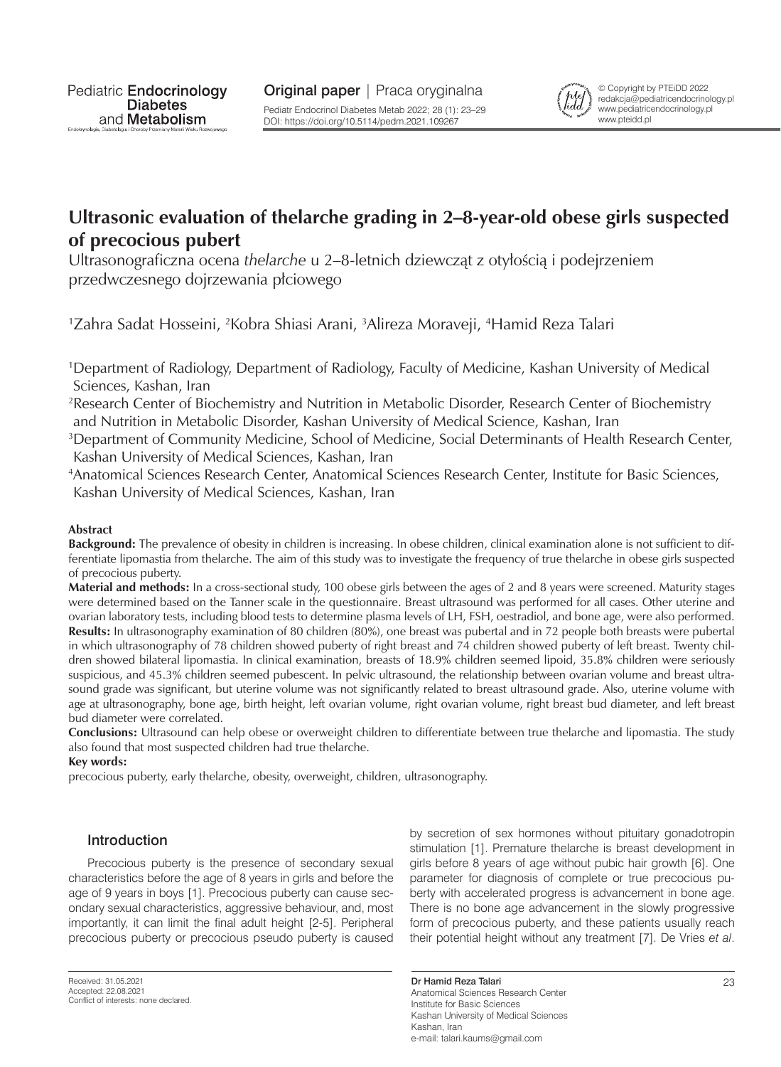# Ultrasonic evaluation of thelarche grading in 2–8-year-old obese girls suspected of precocious pubert

Ultrasonograficzna ocena *thelarche* u 2–8-letnich dziewcząt z otyłością i podejrzeniem przedwczesnego dojrzewania płciowego

[1]Zahra Sadat Hosseini, [2]Kobra Shiasi Arani, [3]Alireza Moraveji, [4]Hamid Reza Talari

[1]Department of Radiology, Department of Radiology, Faculty of Medicine, Kashan University of Medical Sciences, Kashan, Iran

[2]Research Center of Biochemistry and Nutrition in Metabolic Disorder, Research Center of Biochemistry and Nutrition in Metabolic Disorder, Kashan University of Medical Science, Kashan, Iran

[3]Department of Community Medicine, School of Medicine, Social Determinants of Health Research Center, Kashan University of Medical Sciences, Kashan, Iran

[4]Anatomical Sciences Research Center, Anatomical Sciences Research Center, Institute for Basic Sciences, Kashan University of Medical Sciences, Kashan, Iran

**Abstract**

**Background:** The prevalence of obesity in children is increasing. In obese children, clinical examination alone is not sufficient to differentiate lipomastia from thelarche. The aim of this study was to investigate the frequency of true thelarche in obese girls suspected of precocious puberty.

**Material and methods:** In a cross-sectional study, 100 obese girls between the ages of 2 and 8 years were screened. Maturity stages were determined based on the Tanner scale in the questionnaire. Breast ultrasound was performed for all cases. Other uterine and ovarian laboratory tests, including blood tests to determine plasma levels of LH, FSH, oestradiol, and bone age, were also performed.

**Results:** In ultrasonography examination of 80 children (80%), one breast was pubertal and in 72 people both breasts were pubertal in which ultrasonography of 78 children showed puberty of right breast and 74 children showed puberty of left breast. Twenty children showed bilateral lipomastia. In clinical examination, breasts of 18.9% children seemed lipoid, 35.8% children were seriously suspicious, and 45.3% children seemed pubescent. In pelvic ultrasound, the relationship between ovarian volume and breast ultrasound grade was significant, but uterine volume was not significantly related to breast ultrasound grade. Also, uterine volume with age at ultrasonography, bone age, birth height, left ovarian volume, right ovarian volume, right breast bud diameter, and left breast bud diameter were correlated.

**Conclusions:** Ultrasound can help obese or overweight children to differentiate between true thelarche and lipomastia. The study also found that most suspected children had true thelarche.

**Key words:**

precocious puberty, early thelarche, obesity, overweight, children, ultrasonography.

## Introduction

Precocious puberty is the presence of secondary sexual characteristics before the age of 8 years in girls and before the age of 9 years in boys [1]. Precocious puberty can cause secondary sexual characteristics, aggressive behaviour, and, most importantly, it can limit the final adult height [2-5]. Peripheral precocious puberty or precocious pseudo puberty is caused by secretion of sex hormones without pituitary gonadotropin stimulation [1]. Premature thelarche is breast development in girls before 8 years of age without pubic hair growth [6]. One parameter for diagnosis of complete or true precocious puberty with accelerated progress is advancement in bone age. There is no bone age advancement in the slowly progressive form of precocious puberty, and these patients usually reach their potential height without any treatment [7]. De Vries *et al*.

Received: 31.05.2021
Accepted: 22.08.2021
Conflict of interests: none declared.

**Dr Hamid Reza Talari**
Anatomical Sciences Research Center
Institute for Basic Sciences
Kashan University of Medical Sciences
Kashan, Iran
e-mail: talari.kaums@gmail.com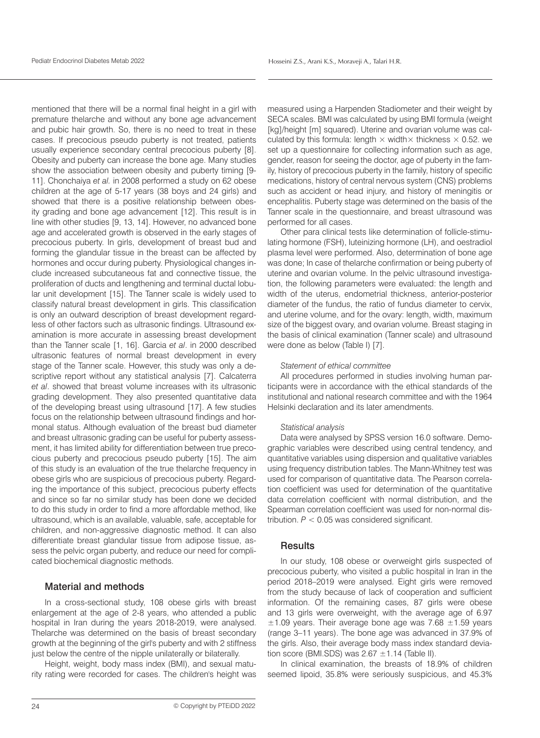mentioned that there will be a normal final height in a girl with premature thelarche and without any bone age advancement and pubic hair growth. So, there is no need to treat in these cases. If precocious pseudo puberty is not treated, patients usually experience secondary central precocious puberty [8]. Obesity and puberty can increase the bone age. Many studies show the association between obesity and puberty timing [9-11]. Chonchaiya *et al.* in 2008 performed a study on 62 obese children at the age of 5-17 years (38 boys and 24 girls) and showed that there is a positive relationship between obesity grading and bone age advancement [12]. This result is in line with other studies [9, 13, 14]. However, no advanced bone age and accelerated growth is observed in the early stages of precocious puberty. In girls, development of breast bud and forming the glandular tissue in the breast can be affected by hormones and occur during puberty. Physiological changes include increased subcutaneous fat and connective tissue, the proliferation of ducts and lengthening and terminal ductal lobular unit development [15]. The Tanner scale is widely used to classify natural breast development in girls. This classification is only an outward description of breast development regardless of other factors such as ultrasonic findings. Ultrasound examination is more accurate in assessing breast development than the Tanner scale [1, 16]. Garcia *et al*. in 2000 described ultrasonic features of normal breast development in every stage of the Tanner scale. However, this study was only a descriptive report without any statistical analysis [7]. Calcaterra *et al*. showed that breast volume increases with its ultrasonic grading development. They also presented quantitative data of the developing breast using ultrasound [17]. A few studies focus on the relationship between ultrasound findings and hormonal status. Although evaluation of the breast bud diameter and breast ultrasonic grading can be useful for puberty assessment, it has limited ability for differentiation between true precocious puberty and precocious pseudo puberty [15]. The aim of this study is an evaluation of the true thelarche frequency in obese girls who are suspicious of precocious puberty. Regarding the importance of this subject, precocious puberty effects and since so far no similar study has been done we decided to do this study in order to find a more affordable method, like ultrasound, which is an available, valuable, safe, acceptable for children, and non-aggressive diagnostic method. It can also differentiate breast glandular tissue from adipose tissue, assess the pelvic organ puberty, and reduce our need for complicated biochemical diagnostic methods.

## Material and methods

In a cross-sectional study, 108 obese girls with breast enlargement at the age of 2-8 years, who attended a public hospital in Iran in the years 2018-2019, were analysed. Thelarche was determined on the basis of breast secondary growth at the beginning of the girl's puberty and with 2 stiffness just below the centre of the nipple unilaterally or bilaterally.

Height, weight, body mass index (BMI), and sexual maturity rating were recorded for cases. The children's height was measured using a Harpenden Stadiometer and their weight by SECA scales. BMI was calculated by using BMI formula (weight [kg]/height [m] squared). Uterine and ovarian volume was calculated by this formula: length $\times$ width$\times$ thickness $\times$ 0.52. we set up a questionnaire for collecting information such as age, gender, reason for seeing the doctor, age of puberty in the family, history of precocious puberty in the family, history of specific medications, history of central nervous system (CNS) problems such as accident or head injury, and history of meningitis or encephalitis. Puberty stage was determined on the basis of the Tanner scale in the questionnaire, and breast ultrasound was performed for all cases.

Other para clinical tests like determination of follicle-stimulating hormone (FSH), luteinizing hormone (LH), and oestradiol plasma level were performed. Also, determination of bone age was done; In case of thelarche confirmation or being puberty of uterine and ovarian volume. In the pelvic ultrasound investigation, the following parameters were evaluated: the length and width of the uterus, endometrial thickness, anterior-posterior diameter of the fundus, the ratio of fundus diameter to cervix, and uterine volume, and for the ovary: length, width, maximum size of the biggest ovary, and ovarian volume. Breast staging in the basis of clinical examination (Tanner scale) and ultrasound were done as below (Table I) [7].

*Statement of ethical committee*

All procedures performed in studies involving human participants were in accordance with the ethical standards of the institutional and national research committee and with the 1964 Helsinki declaration and its later amendments.

*Statistical analysis*

Data were analysed by SPSS version 16.0 software. Demographic variables were described using central tendency, and quantitative variables using dispersion and qualitative variables using frequency distribution tables. The Mann-Whitney test was used for comparison of quantitative data. The Pearson correlation coefficient was used for determination of the quantitative data correlation coefficient with normal distribution, and the Spearman correlation coefficient was used for non-normal distribution. $P < 0.05$ was considered significant.

## Results

In our study, 108 obese or overweight girls suspected of precocious puberty, who visited a public hospital in Iran in the period 2018–2019 were analysed. Eight girls were removed from the study because of lack of cooperation and sufficient information. Of the remaining cases, 87 girls were obese and 13 girls were overweight, with the average age of 6.97 $\pm$1.09 years. Their average bone age was 7.68 $\pm$1.59 years (range 3–11 years). The bone age was advanced in 37.9% of the girls. Also, their average body mass index standard deviation score (BMI.SDS) was 2.67 $\pm$1.14 (Table II).

In clinical examination, the breasts of 18.9% of children seemed lipoid, 35.8% were seriously suspicious, and 45.3%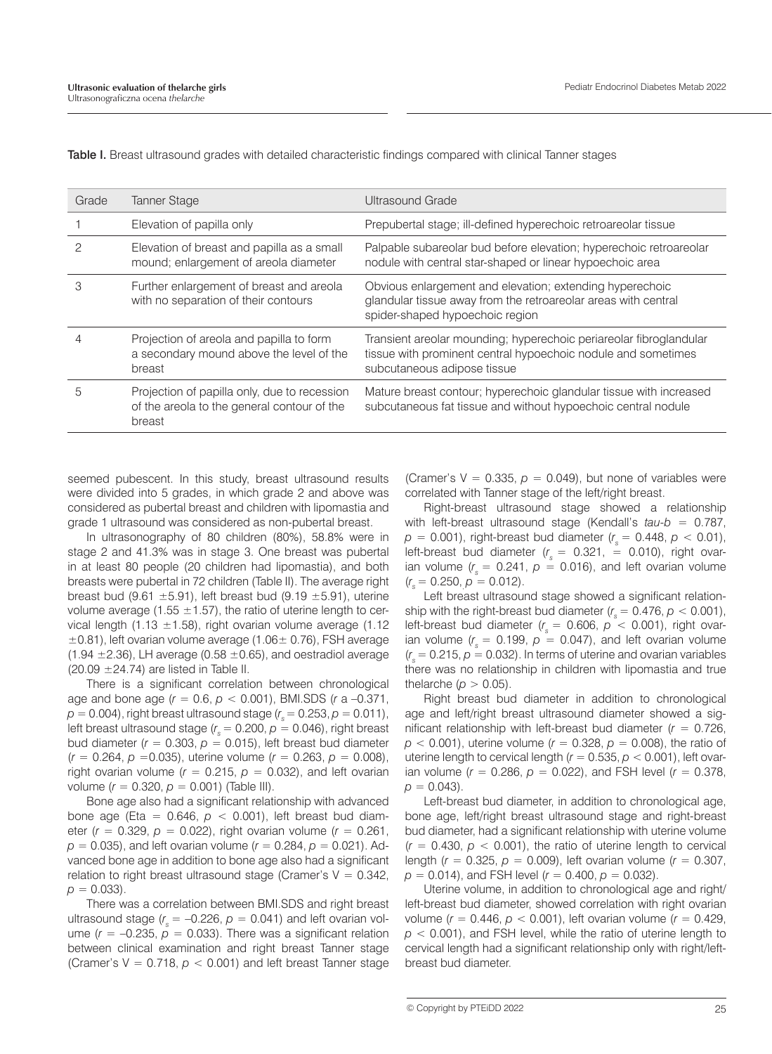**Table I.** Breast ultrasound grades with detailed characteristic findings compared with clinical Tanner stages

| Grade | Tanner Stage | Ultrasound Grade |
|---|---|---|
| 1 | Elevation of papilla only | Prepubertal stage; ill-defined hyperechoic retroareolar tissue |
| 2 | Elevation of breast and papilla as a small mound; enlargement of areola diameter | Palpable subareolar bud before elevation; hyperechoic retroareolar nodule with central star-shaped or linear hypoechoic area |
| 3 | Further enlargement of breast and areola with no separation of their contours | Obvious enlargement and elevation; extending hyperechoic glandular tissue away from the retroareolar areas with central spider-shaped hypoechoic region |
| 4 | Projection of areola and papilla to form a secondary mound above the level of the breast | Transient areolar mounding; hyperechoic periareolar fibroglandular tissue with prominent central hypoechoic nodule and sometimes subcutaneous adipose tissue |
| 5 | Projection of papilla only, due to recession of the areola to the general contour of the breast | Mature breast contour; hyperechoic glandular tissue with increased subcutaneous fat tissue and without hypoechoic central nodule |

seemed pubescent. In this study, breast ultrasound results were divided into 5 grades, in which grade 2 and above was considered as pubertal breast and children with lipomastia and grade 1 ultrasound was considered as non-pubertal breast.

In ultrasonography of 80 children (80%), 58.8% were in stage 2 and 41.3% was in stage 3. One breast was pubertal in at least 80 people (20 children had lipomastia), and both breasts were pubertal in 72 children (Table II). The average right breast bud (9.61 ±5.91), left breast bud (9.19 ±5.91), uterine volume average (1.55 ±1.57), the ratio of uterine length to cervical length (1.13 ±1.58), right ovarian volume average (1.12 ±0.81), left ovarian volume average (1.06± 0.76), FSH average (1.94 ±2.36), LH average (0.58 ±0.65), and oestradiol average (20.09 ±24.74) are listed in Table II.

There is a significant correlation between chronological age and bone age ($r$ = 0.6, $p$ < 0.001), BMI.SDS ($r$ a –0.371, $p$ = 0.004), right breast ultrasound stage ($r_s$ = 0.253, $p$ = 0.011), left breast ultrasound stage ($r_s$ = 0.200, $p$ = 0.046), right breast bud diameter ($r$ = 0.303, $p$ = 0.015), left breast bud diameter ($r$ = 0.264, $p$ =0.035), uterine volume ($r$ = 0.263, $p$ = 0.008), right ovarian volume ($r$ = 0.215, $p$ = 0.032), and left ovarian volume ($r$ = 0.320, $p$ = 0.001) (Table III).

Bone age also had a significant relationship with advanced bone age (Eta = 0.646, $p$ < 0.001), left breast bud diameter ($r$ = 0.329, $p$ = 0.022), right ovarian volume ($r$ = 0.261, $p$ = 0.035), and left ovarian volume ($r$ = 0.284, $p$ = 0.021). Advanced bone age in addition to bone age also had a significant relation to right breast ultrasound stage (Cramer's V = 0.342, $p$ = 0.033).

There was a correlation between BMI.SDS and right breast ultrasound stage ($r_s$ = –0.226, $p$ = 0.041) and left ovarian volume ($r$ = –0.235, $p$ = 0.033). There was a significant relation between clinical examination and right breast Tanner stage (Cramer's V = 0.718, $p$ < 0.001) and left breast Tanner stage (Cramer's V = 0.335, $p$ = 0.049), but none of variables were correlated with Tanner stage of the left/right breast.

Right-breast ultrasound stage showed a relationship with left-breast ultrasound stage (Kendall's *tau-b* = 0.787, $p$ = 0.001), right-breast bud diameter ($r_s$ = 0.448, $p$ < 0.01), left-breast bud diameter ($r_s$ = 0.321, = 0.010), right ovarian volume ($r_s$ = 0.241, $p$ = 0.016), and left ovarian volume ($r_s$ = 0.250, $p$ = 0.012).

Left breast ultrasound stage showed a significant relationship with the right-breast bud diameter ($r_s$ = 0.476, $p$ < 0.001), left-breast bud diameter ($r_s$ = 0.606, $p$ < 0.001), right ovarian volume ($r_s$ = 0.199, $p$ = 0.047), and left ovarian volume ($r_s$ = 0.215, $p$ = 0.032). In terms of uterine and ovarian variables there was no relationship in children with lipomastia and true thelarche ($p$ > 0.05).

Right breast bud diameter in addition to chronological age and left/right breast ultrasound diameter showed a significant relationship with left-breast bud diameter ($r$ = 0.726, $p$ < 0.001), uterine volume ($r$ = 0.328, $p$ = 0.008), the ratio of uterine length to cervical length ($r$ = 0.535, $p$ < 0.001), left ovarian volume ($r$ = 0.286, $p$ = 0.022), and FSH level ($r$ = 0.378, $p$ = 0.043).

Left-breast bud diameter, in addition to chronological age, bone age, left/right breast ultrasound stage and right-breast bud diameter, had a significant relationship with uterine volume ($r$ = 0.430, $p$ < 0.001), the ratio of uterine length to cervical length ($r$ = 0.325, $p$ = 0.009), left ovarian volume ($r$ = 0.307, $p$ = 0.014), and FSH level ($r$ = 0.400, $p$ = 0.032).

Uterine volume, in addition to chronological age and right/left-breast bud diameter, showed correlation with right ovarian volume ($r$ = 0.446, $p$ < 0.001), left ovarian volume ($r$ = 0.429, $p$ < 0.001), and FSH level, while the ratio of uterine length to cervical length had a significant relationship only with right/left-breast bud diameter.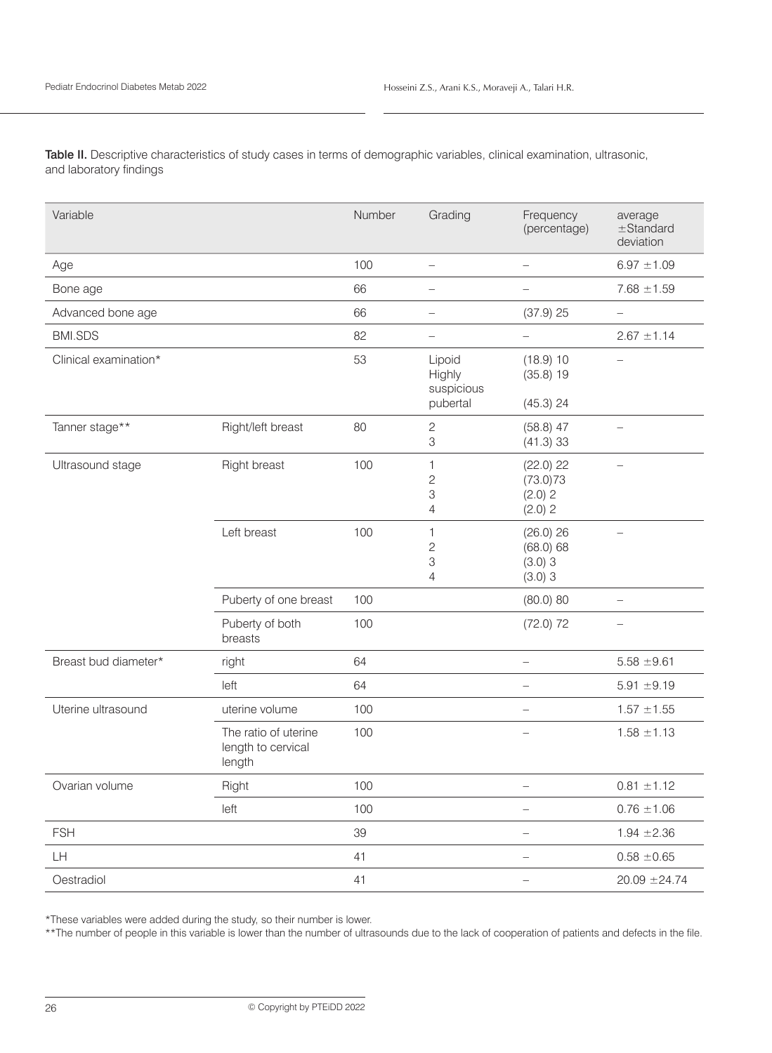**Table II.** Descriptive characteristics of study cases in terms of demographic variables, clinical examination, ultrasonic, and laboratory findings

| Variable | | Number | Grading | Frequency (percentage) | average ±Standard deviation |
|---|---|---|---|---|---|
| Age | | 100 | – | – | 6.97 ±1.09 |
| Bone age | | 66 | – | – | 7.68 ±1.59 |
| Advanced bone age | | 66 | – | (37.9) 25 | – |
| BMI.SDS | | 82 | – | – | 2.67 ±1.14 |
| Clinical examination* | | 53 | Lipoid<br>Highly suspicious<br>pubertal | (18.9) 10<br>(35.8) 19<br>(45.3) 24 | – |
| Tanner stage** | Right/left breast | 80 | 2<br>3 | (58.8) 47<br>(41.3) 33 | – |
| Ultrasound stage | Right breast | 100 | 1<br>2<br>3<br>4 | (22.0) 22<br>(73.0)73<br>(2.0) 2<br>(2.0) 2 | – |
| | Left breast | 100 | 1<br>2<br>3<br>4 | (26.0) 26<br>(68.0) 68<br>(3.0) 3<br>(3.0) 3 | – |
| | Puberty of one breast | 100 | | (80.0) 80 | – |
| | Puberty of both breasts | 100 | | (72.0) 72 | – |
| Breast bud diameter* | right | 64 | | – | 5.58 ±9.61 |
| | left | 64 | | – | 5.91 ±9.19 |
| Uterine ultrasound | uterine volume | 100 | | – | 1.57 ±1.55 |
| | The ratio of uterine length to cervical length | 100 | | – | 1.58 ±1.13 |
| Ovarian volume | Right | 100 | | – | 0.81 ±1.12 |
| | left | 100 | | – | 0.76 ±1.06 |
| FSH | | 39 | | – | 1.94 ±2.36 |
| LH | | 41 | | – | 0.58 ±0.65 |
| Oestradiol | | 41 | | – | 20.09 ±24.74 |

*These variables were added during the study, so their number is lower.

**The number of people in this variable is lower than the number of ultrasounds due to the lack of cooperation of patients and defects in the file.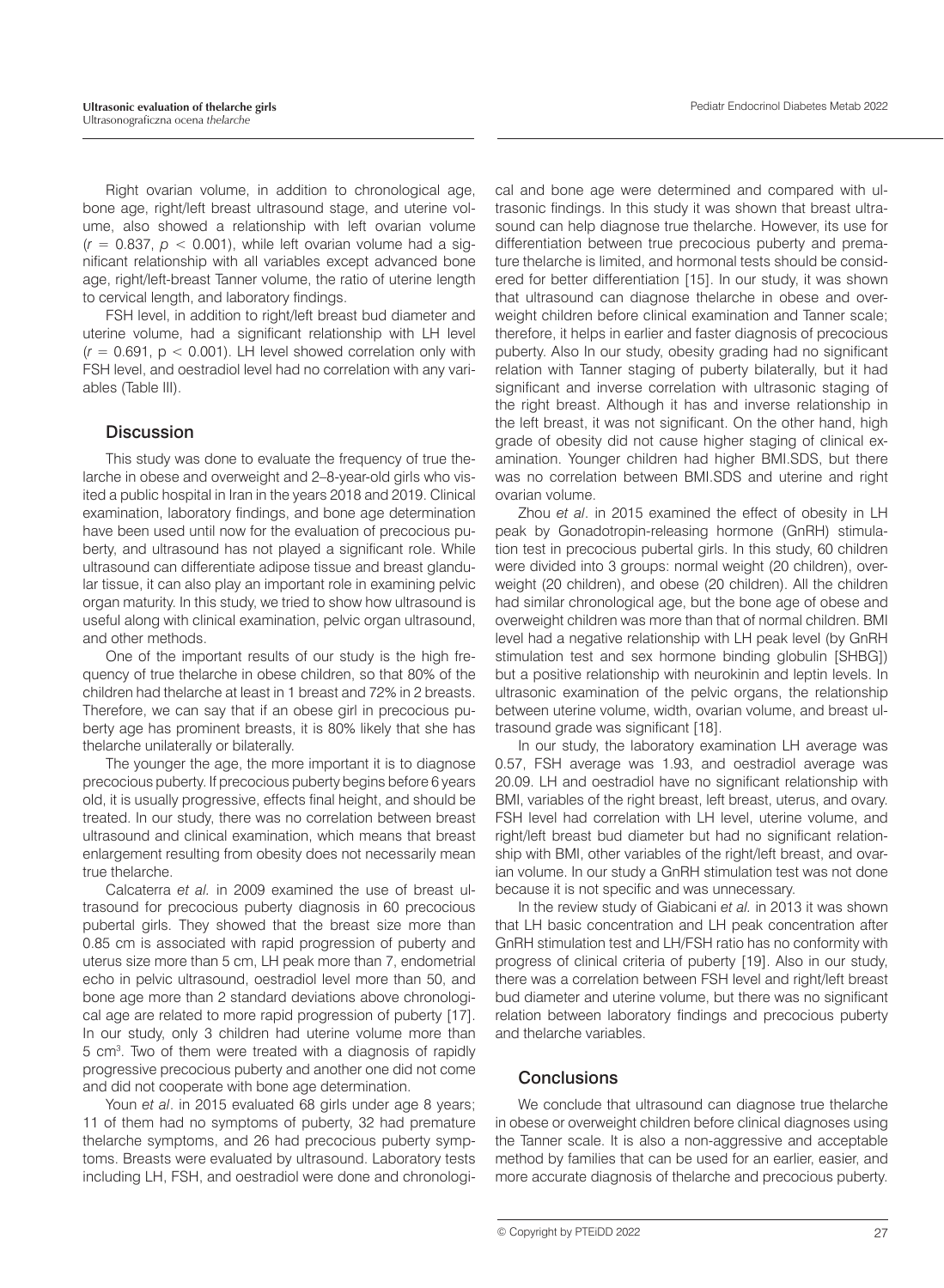Right ovarian volume, in addition to chronological age, bone age, right/left breast ultrasound stage, and uterine volume, also showed a relationship with left ovarian volume ($r = 0.837$, $p < 0.001$), while left ovarian volume had a significant relationship with all variables except advanced bone age, right/left-breast Tanner volume, the ratio of uterine length to cervical length, and laboratory findings.

FSH level, in addition to right/left breast bud diameter and uterine volume, had a significant relationship with LH level ($r = 0.691$, $p < 0.001$). LH level showed correlation only with FSH level, and oestradiol level had no correlation with any variables (Table III).

## Discussion

This study was done to evaluate the frequency of true thelarche in obese and overweight and 2–8-year-old girls who visited a public hospital in Iran in the years 2018 and 2019. Clinical examination, laboratory findings, and bone age determination have been used until now for the evaluation of precocious puberty, and ultrasound has not played a significant role. While ultrasound can differentiate adipose tissue and breast glandular tissue, it can also play an important role in examining pelvic organ maturity. In this study, we tried to show how ultrasound is useful along with clinical examination, pelvic organ ultrasound, and other methods.

One of the important results of our study is the high frequency of true thelarche in obese children, so that 80% of the children had thelarche at least in 1 breast and 72% in 2 breasts. Therefore, we can say that if an obese girl in precocious puberty age has prominent breasts, it is 80% likely that she has thelarche unilaterally or bilaterally.

The younger the age, the more important it is to diagnose precocious puberty. If precocious puberty begins before 6 years old, it is usually progressive, effects final height, and should be treated. In our study, there was no correlation between breast ultrasound and clinical examination, which means that breast enlargement resulting from obesity does not necessarily mean true thelarche.

Calcaterra *et al.* in 2009 examined the use of breast ultrasound for precocious puberty diagnosis in 60 precocious pubertal girls. They showed that the breast size more than 0.85 cm is associated with rapid progression of puberty and uterus size more than 5 cm, LH peak more than 7, endometrial echo in pelvic ultrasound, oestradiol level more than 50, and bone age more than 2 standard deviations above chronological age are related to more rapid progression of puberty [17]. In our study, only 3 children had uterine volume more than 5 $cm^3$. Two of them were treated with a diagnosis of rapidly progressive precocious puberty and another one did not come and did not cooperate with bone age determination.

Youn *et al*. in 2015 evaluated 68 girls under age 8 years; 11 of them had no symptoms of puberty, 32 had premature thelarche symptoms, and 26 had precocious puberty symptoms. Breasts were evaluated by ultrasound. Laboratory tests including LH, FSH, and oestradiol were done and chronological and bone age were determined and compared with ultrasonic findings. In this study it was shown that breast ultrasound can help diagnose true thelarche. However, its use for differentiation between true precocious puberty and premature thelarche is limited, and hormonal tests should be considered for better differentiation [15]. In our study, it was shown that ultrasound can diagnose thelarche in obese and overweight children before clinical examination and Tanner scale; therefore, it helps in earlier and faster diagnosis of precocious puberty. Also In our study, obesity grading had no significant relation with Tanner staging of puberty bilaterally, but it had significant and inverse correlation with ultrasonic staging of the right breast. Although it has and inverse relationship in the left breast, it was not significant. On the other hand, high grade of obesity did not cause higher staging of clinical examination. Younger children had higher BMI.SDS, but there was no correlation between BMI.SDS and uterine and right ovarian volume.

Zhou *et al*. in 2015 examined the effect of obesity in LH peak by Gonadotropin-releasing hormone (GnRH) stimulation test in precocious pubertal girls. In this study, 60 children were divided into 3 groups: normal weight (20 children), overweight (20 children), and obese (20 children). All the children had similar chronological age, but the bone age of obese and overweight children was more than that of normal children. BMI level had a negative relationship with LH peak level (by GnRH stimulation test and sex hormone binding globulin [SHBG]) but a positive relationship with neurokinin and leptin levels. In ultrasonic examination of the pelvic organs, the relationship between uterine volume, width, ovarian volume, and breast ultrasound grade was significant [18].

In our study, the laboratory examination LH average was 0.57, FSH average was 1.93, and oestradiol average was 20.09. LH and oestradiol have no significant relationship with BMI, variables of the right breast, left breast, uterus, and ovary. FSH level had correlation with LH level, uterine volume, and right/left breast bud diameter but had no significant relationship with BMI, other variables of the right/left breast, and ovarian volume. In our study a GnRH stimulation test was not done because it is not specific and was unnecessary.

In the review study of Giabicani *et al.* in 2013 it was shown that LH basic concentration and LH peak concentration after GnRH stimulation test and LH/FSH ratio has no conformity with progress of clinical criteria of puberty [19]. Also in our study, there was a correlation between FSH level and right/left breast bud diameter and uterine volume, but there was no significant relation between laboratory findings and precocious puberty and thelarche variables.

## Conclusions

We conclude that ultrasound can diagnose true thelarche in obese or overweight children before clinical diagnoses using the Tanner scale. It is also a non-aggressive and acceptable method by families that can be used for an earlier, easier, and more accurate diagnosis of thelarche and precocious puberty.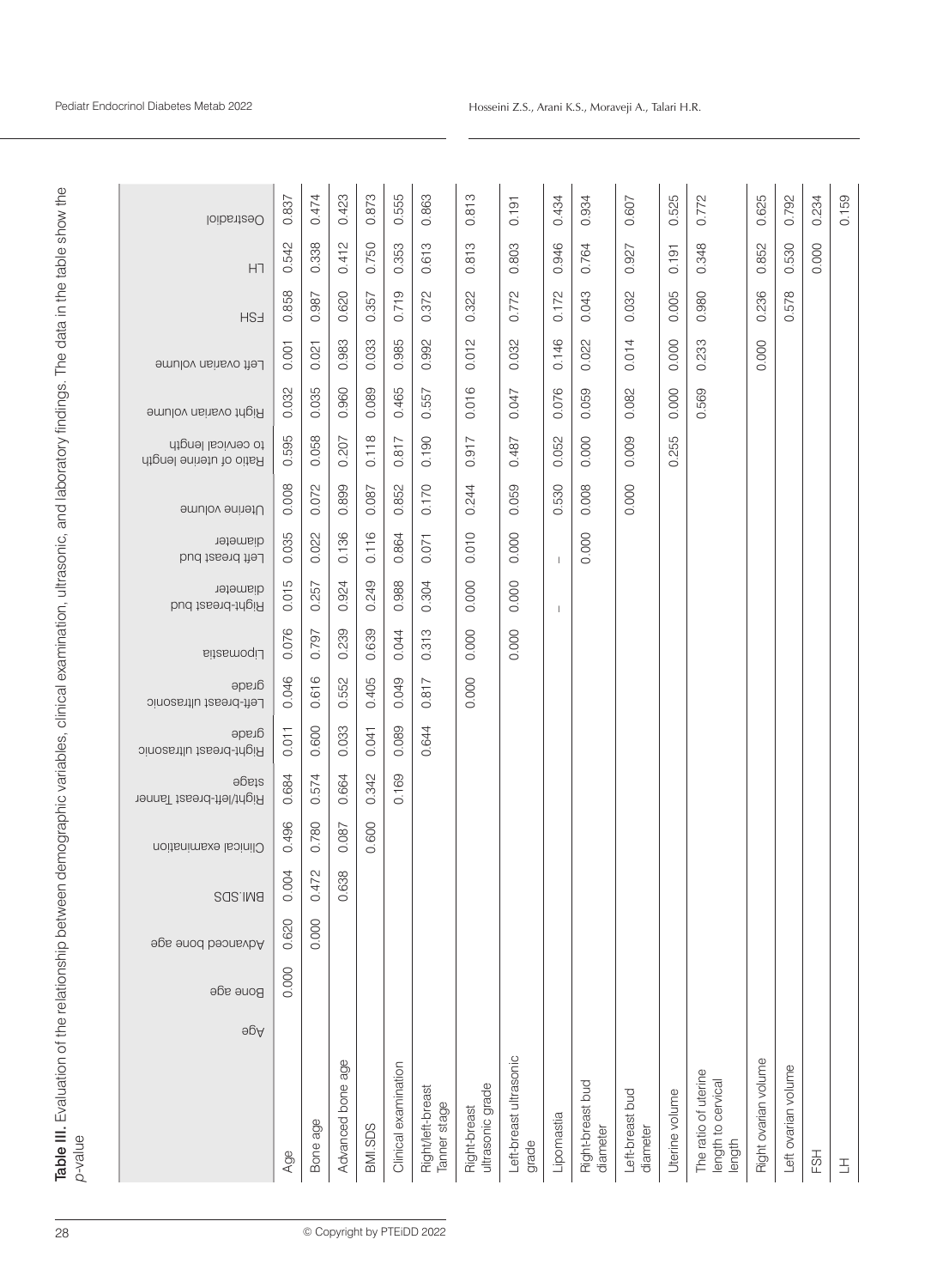**Table III.** Evaluation of the relationship between demographic variables, clinical examination, ultrasonic, and laboratory findings. The data in the table show the *p*-value

| | Age | Bone age | Advanced bone age | BMI.SDS | Clinical examination | Right/left-breast Tanner stage | Right-breast ultrasonic grade | Left-breast ultrasonic grade | Lipomastia | Right-breast bud diameter | Left breast bud diameter | Uterine volume | Ratio of uterine length to cervical length | Right ovarian volume | Left ovarian volume | FSH | LH | Oestradiol |
|---|---|---|---|---|---|---|---|---|---|---|---|---|---|---|---|---|---|---|
| Age | | 0.000 | 0.620 | 0.004 | 0.496 | 0.684 | 0.011 | 0.046 | 0.076 | 0.015 | 0.035 | 0.008 | 0.595 | 0.032 | 0.001 | 0.858 | 0.542 | 0.837 |
| Bone age | | | 0.000 | 0.472 | 0.780 | 0.574 | 0.600 | 0.616 | 0.797 | 0.257 | 0.022 | 0.072 | 0.058 | 0.035 | 0.021 | 0.987 | 0.338 | 0.474 |
| Advanced bone age | | | | 0.638 | 0.087 | 0.664 | 0.033 | 0.552 | 0.239 | 0.924 | 0.136 | 0.899 | 0.207 | 0.960 | 0.983 | 0.620 | 0.412 | 0.423 |
| BMI.SDS | | | | | 0.600 | 0.342 | 0.041 | 0.405 | 0.639 | 0.249 | 0.116 | 0.087 | 0.118 | 0.089 | 0.033 | 0.357 | 0.750 | 0.873 |
| Clinical examination | | | | | | 0.169 | 0.089 | 0.049 | 0.044 | 0.988 | 0.864 | 0.852 | 0.817 | 0.465 | 0.985 | 0.719 | 0.353 | 0.555 |
| Right/left-breast Tanner stage | | | | | | | 0.644 | 0.817 | 0.313 | 0.304 | 0.071 | 0.170 | 0.190 | 0.557 | 0.992 | 0.372 | 0.613 | 0.863 |
| Right-breast ultrasonic grade | | | | | | | | 0.000 | 0.000 | 0.000 | 0.010 | 0.244 | 0.917 | 0.016 | 0.012 | 0.322 | 0.813 | 0.813 |
| Left-breast ultrasonic grade | | | | | | | | | 0.000 | 0.000 | 0.000 | 0.059 | 0.487 | 0.047 | 0.032 | 0.772 | 0.803 | 0.191 |
| Lipomastia | | | | | | | | | | – | – | 0.530 | 0.052 | 0.076 | 0.146 | 0.172 | 0.946 | 0.434 |
| Right-breast bud diameter | | | | | | | | | | | 0.000 | 0.008 | 0.000 | 0.059 | 0.022 | 0.043 | 0.764 | 0.934 |
| Left-breast bud diameter | | | | | | | | | | | | 0.000 | 0.009 | 0.082 | 0.014 | 0.032 | 0.927 | 0.607 |
| Uterine volume | | | | | | | | | | | | | 0.255 | 0.000 | 0.000 | 0.005 | 0.191 | 0.525 |
| The ratio of uterine length to cervical length | | | | | | | | | | | | | | 0.569 | 0.233 | 0.980 | 0.348 | 0.772 |
| Right ovarian volume | | | | | | | | | | | | | | | 0.000 | 0.236 | 0.852 | 0.625 |
| Left ovarian volume | | | | | | | | | | | | | | | | 0.578 | 0.530 | 0.792 |
| FSH | | | | | | | | | | | | | | | | | 0.000 | 0.234 |
| LH | | | | | | | | | | | | | | | | | | 0.159 |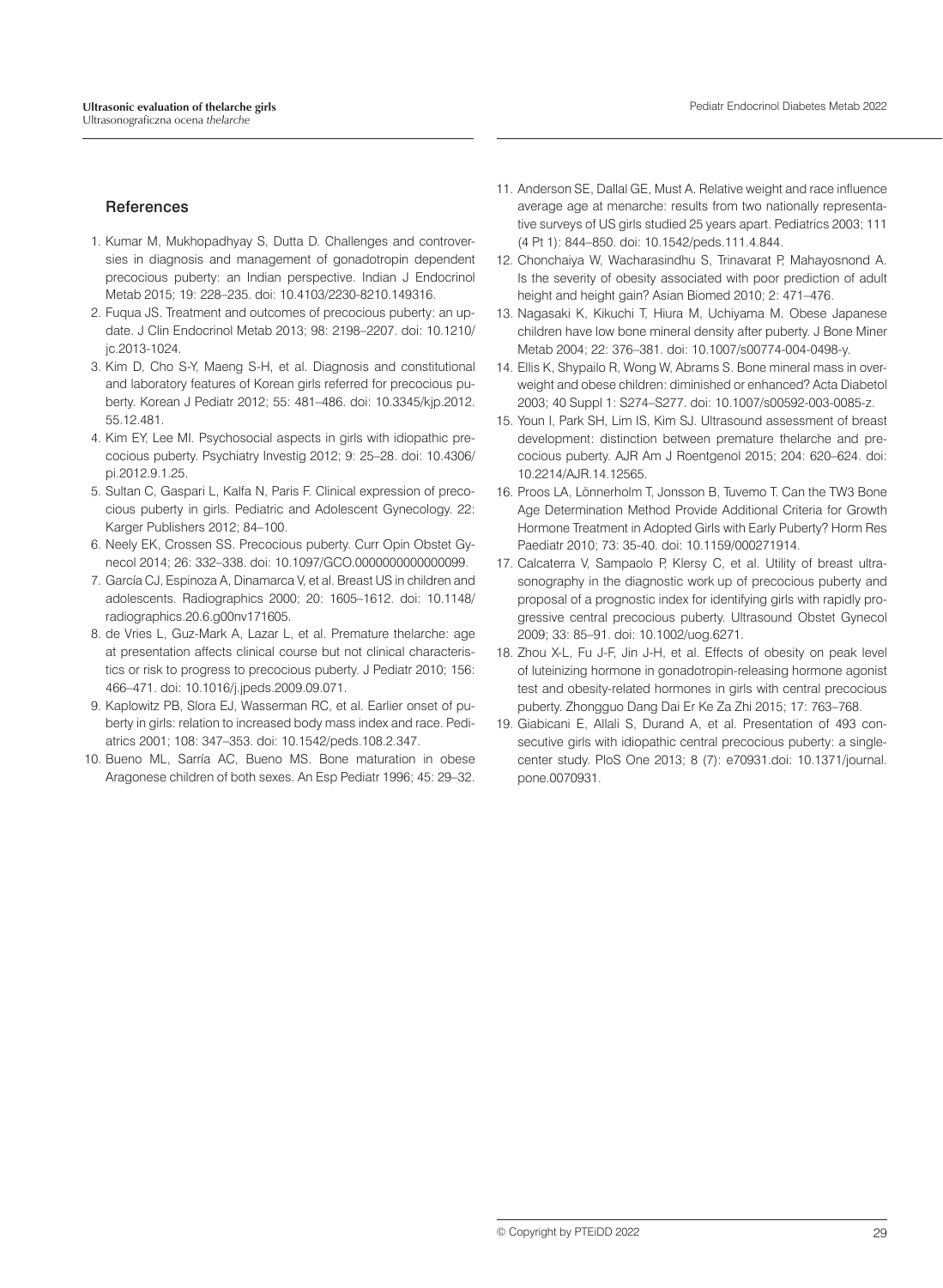## References

1. Kumar M, Mukhopadhyay S, Dutta D. Challenges and controversies in diagnosis and management of gonadotropin dependent precocious puberty: an Indian perspective. Indian J Endocrinol Metab 2015; 19: 228–235. doi: 10.4103/2230-8210.149316.
2. Fuqua JS. Treatment and outcomes of precocious puberty: an update. J Clin Endocrinol Metab 2013; 98: 2198–2207. doi: 10.1210/jc.2013-1024.
3. Kim D, Cho S-Y, Maeng S-H, et al. Diagnosis and constitutional and laboratory features of Korean girls referred for precocious puberty. Korean J Pediatr 2012; 55: 481–486. doi: 10.3345/kjp.2012.55.12.481.
4. Kim EY, Lee MI. Psychosocial aspects in girls with idiopathic precocious puberty. Psychiatry Investig 2012; 9: 25–28. doi: 10.4306/pi.2012.9.1.25.
5. Sultan C, Gaspari L, Kalfa N, Paris F. Clinical expression of precocious puberty in girls. Pediatric and Adolescent Gynecology. 22: Karger Publishers 2012; 84–100.
6. Neely EK, Crossen SS. Precocious puberty. Curr Opin Obstet Gynecol 2014; 26: 332–338. doi: 10.1097/GCO.0000000000000099.
7. García CJ, Espinoza A, Dinamarca V, et al. Breast US in children and adolescents. Radiographics 2000; 20: 1605–1612. doi: 10.1148/radiographics.20.6.g00nv171605.
8. de Vries L, Guz-Mark A, Lazar L, et al. Premature thelarche: age at presentation affects clinical course but not clinical characteristics or risk to progress to precocious puberty. J Pediatr 2010; 156: 466–471. doi: 10.1016/j.jpeds.2009.09.071.
9. Kaplowitz PB, Slora EJ, Wasserman RC, et al. Earlier onset of puberty in girls: relation to increased body mass index and race. Pediatrics 2001; 108: 347–353. doi: 10.1542/peds.108.2.347.
10. Bueno ML, Sarría AC, Bueno MS. Bone maturation in obese Aragonese children of both sexes. An Esp Pediatr 1996; 45: 29–32.
11. Anderson SE, Dallal GE, Must A. Relative weight and race influence average age at menarche: results from two nationally representative surveys of US girls studied 25 years apart. Pediatrics 2003; 111 (4 Pt 1): 844–850. doi: 10.1542/peds.111.4.844.
12. Chonchaiya W, Wacharasindhu S, Trinavarat P, Mahayosnond A. Is the severity of obesity associated with poor prediction of adult height and height gain? Asian Biomed 2010; 2: 471–476.
13. Nagasaki K, Kikuchi T, Hiura M, Uchiyama M. Obese Japanese children have low bone mineral density after puberty. J Bone Miner Metab 2004; 22: 376–381. doi: 10.1007/s00774-004-0498-y.
14. Ellis K, Shypailo R, Wong W, Abrams S. Bone mineral mass in overweight and obese children: diminished or enhanced? Acta Diabetol 2003; 40 Suppl 1: S274–S277. doi: 10.1007/s00592-003-0085-z.
15. Youn I, Park SH, Lim IS, Kim SJ. Ultrasound assessment of breast development: distinction between premature thelarche and precocious puberty. AJR Am J Roentgenol 2015; 204: 620–624. doi: 10.2214/AJR.14.12565.
16. Proos LA, Lönnerholm T, Jonsson B, Tuvemo T. Can the TW3 Bone Age Determination Method Provide Additional Criteria for Growth Hormone Treatment in Adopted Girls with Early Puberty? Horm Res Paediatr 2010; 73: 35-40. doi: 10.1159/000271914.
17. Calcaterra V, Sampaolo P, Klersy C, et al. Utility of breast ultrasonography in the diagnostic work up of precocious puberty and proposal of a prognostic index for identifying girls with rapidly progressive central precocious puberty. Ultrasound Obstet Gynecol 2009; 33: 85–91. doi: 10.1002/uog.6271.
18. Zhou X-L, Fu J-F, Jin J-H, et al. Effects of obesity on peak level of luteinizing hormone in gonadotropin-releasing hormone agonist test and obesity-related hormones in girls with central precocious puberty. Zhongguo Dang Dai Er Ke Za Zhi 2015; 17: 763–768.
19. Giabicani E, Allali S, Durand A, et al. Presentation of 493 consecutive girls with idiopathic central precocious puberty: a single-center study. PloS One 2013; 8 (7): e70931.doi: 10.1371/journal.pone.0070931.